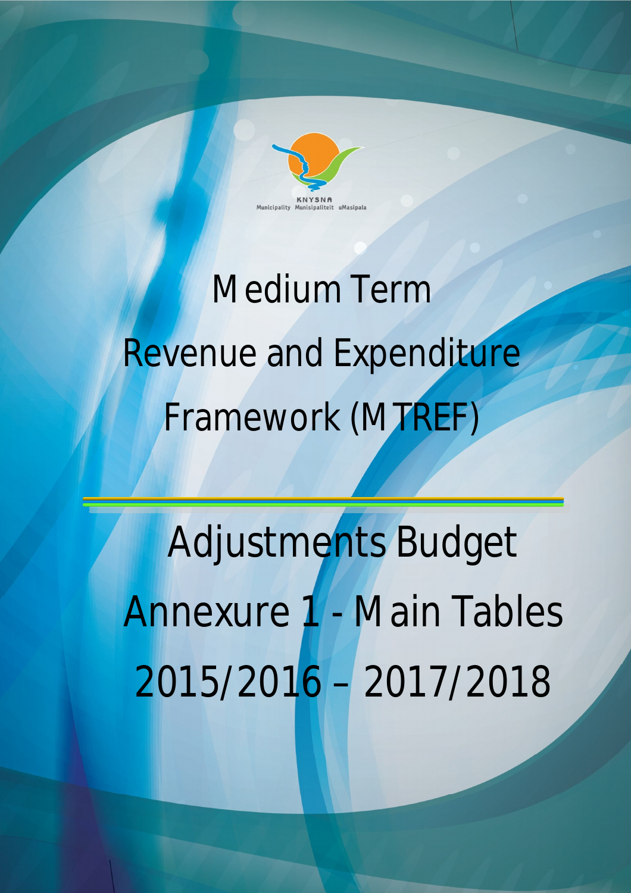KNYSNA
Municipality Munisipaliteit uMasipala

# Medium Term Revenue and Expenditure Framework (MTREF)

# Adjustments Budget Annexure 1 - Main Tables 2015/2016 – 2017/2018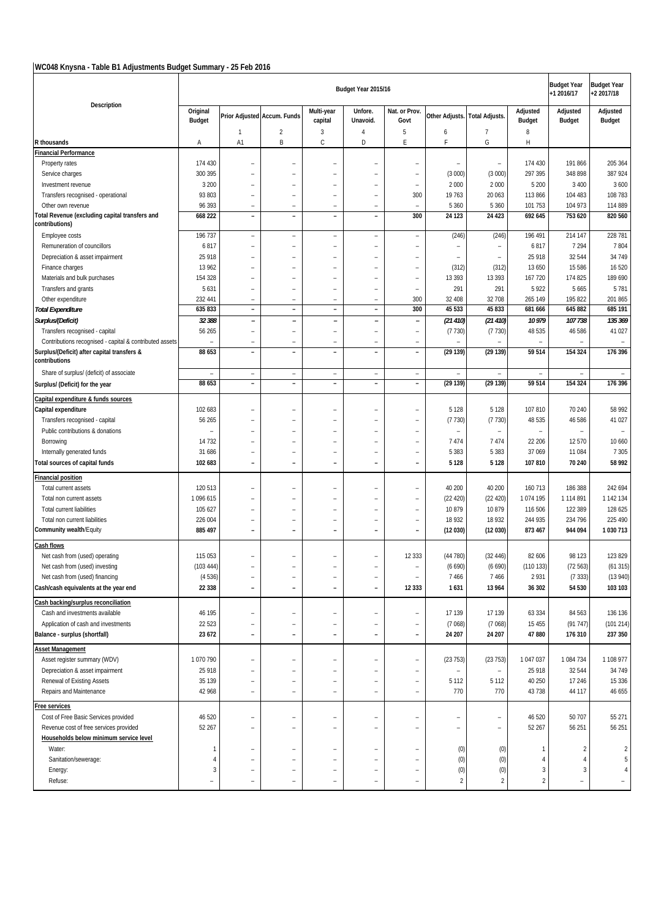## WC048 Knysna - Table B1 Adjustments Budget Summary - 25 Feb 2016

| Description | Budget Year 2015/16 | | | | | | | | | Budget Year +1 2016/17 | Budget Year +2 2017/18 |
|---|---|---|---|---|---|---|---|---|---|---|---|
| | Original Budget | Prior Adjusted | Accum. Funds | Multi-year capital | Unfore. Unavoid. | Nat. or Prov. Govt | Other Adjusts. | Total Adjusts. | Adjusted Budget | Adjusted Budget | Adjusted Budget |
| | | 1 | 2 | 3 | 4 | 5 | 6 | 7 | 8 | | |
| R thousands | A | A1 | B | C | D | E | F | G | H | | |
| **Financial Performance** | | | | | | | | | | | |
| Property rates | 174 430 | – | – | – | – | – | – | – | 174 430 | 191 866 | 205 364 |
| Service charges | 300 395 | – | – | – | – | – | (3 000) | (3 000) | 297 395 | 348 898 | 387 924 |
| Investment revenue | 3 200 | – | – | – | – | – | 2 000 | 2 000 | 5 200 | 3 400 | 3 600 |
| Transfers recognised - operational | 93 803 | – | – | – | – | 300 | 19 763 | 20 063 | 113 866 | 104 483 | 108 783 |
| Other own revenue | 96 393 | – | – | – | – | – | 5 360 | 5 360 | 101 753 | 104 973 | 114 889 |
| **Total Revenue (excluding capital transfers and contributions)** | **668 222** | **–** | **–** | **–** | **–** | **300** | **24 123** | **24 423** | **692 645** | **753 620** | **820 560** |
| Employee costs | 196 737 | – | – | – | – | – | (246) | (246) | 196 491 | 214 147 | 228 781 |
| Remuneration of councillors | 6 817 | – | – | – | – | – | – | – | 6 817 | 7 294 | 7 804 |
| Depreciation & asset impairment | 25 918 | – | – | – | – | – | – | – | 25 918 | 32 544 | 34 749 |
| Finance charges | 13 962 | – | – | – | – | – | (312) | (312) | 13 650 | 15 586 | 16 520 |
| Materials and bulk purchases | 154 328 | – | – | – | – | – | 13 393 | 13 393 | 167 720 | 174 825 | 189 690 |
| Transfers and grants | 5 631 | – | – | – | – | – | 291 | 291 | 5 922 | 5 665 | 5 781 |
| Other expenditure | 232 441 | – | – | – | – | 300 | 32 408 | 32 708 | 265 149 | 195 822 | 201 865 |
| ***Total Expenditure*** | **635 833** | **–** | **–** | **–** | **–** | **300** | **45 533** | **45 833** | **681 666** | **645 882** | **685 191** |
| ***Surplus/(Deficit)*** | ***32 388*** | **–** | **–** | **–** | **–** | **–** | ***(21 410)*** | ***(21 410)*** | ***10 979*** | ***107 738*** | ***135 369*** |
| Transfers recognised - capital | 56 265 | – | – | – | – | – | (7 730) | (7 730) | 48 535 | 46 586 | 41 027 |
| Contributions recognised - capital & contributed assets | – | – | – | – | – | – | – | – | – | – | – |
| **Surplus/(Deficit) after capital transfers & contributions** | **88 653** | **–** | **–** | **–** | **–** | **–** | **(29 139)** | **(29 139)** | **59 514** | **154 324** | **176 396** |
| Share of surplus/ (deficit) of associate | – | – | – | – | – | – | – | – | – | – | – |
| **Surplus/ (Deficit) for the year** | **88 653** | **–** | **–** | **–** | **–** | **–** | **(29 139)** | **(29 139)** | **59 514** | **154 324** | **176 396** |
| **Capital expenditure & funds sources** | | | | | | | | | | | |
| **Capital expenditure** | 102 683 | – | – | – | – | – | 5 128 | 5 128 | 107 810 | 70 240 | 58 992 |
| Transfers recognised - capital | 56 265 | – | – | – | – | – | (7 730) | (7 730) | 48 535 | 46 586 | 41 027 |
| Public contributions & donations | – | – | – | – | – | – | – | – | – | – | – |
| Borrowing | 14 732 | – | – | – | – | – | 7 474 | 7 474 | 22 206 | 12 570 | 10 660 |
| Internally generated funds | 31 686 | – | – | – | – | – | 5 383 | 5 383 | 37 069 | 11 084 | 7 305 |
| **Total sources of capital funds** | **102 683** | **–** | **–** | **–** | **–** | **–** | **5 128** | **5 128** | **107 810** | **70 240** | **58 992** |
| **Financial position** | | | | | | | | | | | |
| Total current assets | 120 513 | – | – | – | – | – | 40 200 | 40 200 | 160 713 | 186 388 | 242 694 |
| Total non current assets | 1 096 615 | – | – | – | – | – | (22 420) | (22 420) | 1 074 195 | 1 114 891 | 1 142 134 |
| Total current liabilities | 105 627 | – | – | – | – | – | 10 879 | 10 879 | 116 506 | 122 389 | 128 625 |
| Total non current liabilities | 226 004 | – | – | – | – | – | 18 932 | 18 932 | 244 935 | 234 796 | 225 490 |
| **Community wealth/Equity** | **885 497** | **–** | **–** | **–** | **–** | **–** | **(12 030)** | **(12 030)** | **873 467** | **944 094** | **1 030 713** |
| **Cash flows** | | | | | | | | | | | |
| Net cash from (used) operating | 115 053 | – | – | – | – | 12 333 | (44 780) | (32 446) | 82 606 | 98 123 | 123 829 |
| Net cash from (used) investing | (103 444) | – | – | – | – | – | (6 690) | (6 690) | (110 133) | (72 563) | (61 315) |
| Net cash from (used) financing | (4 536) | – | – | – | – | – | 7 466 | 7 466 | 2 931 | (7 333) | (13 940) |
| **Cash/cash equivalents at the year end** | **22 338** | **–** | **–** | **–** | **–** | **12 333** | **1 631** | **13 964** | **36 302** | **54 530** | **103 103** |
| **Cash backing/surplus reconciliation** | | | | | | | | | | | |
| Cash and investments available | 46 195 | – | – | – | – | – | 17 139 | 17 139 | 63 334 | 84 563 | 136 136 |
| Application of cash and investments | 22 523 | – | – | – | – | – | (7 068) | (7 068) | 15 455 | (91 747) | (101 214) |
| **Balance - surplus (shortfall)** | **23 672** | **–** | **–** | **–** | **–** | **–** | **24 207** | **24 207** | **47 880** | **176 310** | **237 350** |
| **Asset Management** | | | | | | | | | | | |
| Asset register summary (WDV) | 1 070 790 | – | – | – | – | – | (23 753) | (23 753) | 1 047 037 | 1 084 734 | 1 108 977 |
| Depreciation & asset impairment | 25 918 | – | – | – | – | – | – | – | 25 918 | 32 544 | 34 749 |
| Renewal of Existing Assets | 35 139 | – | – | – | – | – | 5 112 | 5 112 | 40 250 | 17 246 | 15 336 |
| Repairs and Maintenance | 42 968 | – | – | – | – | – | 770 | 770 | 43 738 | 44 117 | 46 655 |
| **Free services** | | | | | | | | | | | |
| Cost of Free Basic Services provided | 46 520 | – | – | – | – | – | – | – | 46 520 | 50 707 | 55 271 |
| Revenue cost of free services provided | 52 267 | – | – | – | – | – | – | – | 52 267 | 56 251 | 56 251 |
| **Households below minimum service level** | | | | | | | | | | | |
| Water: | 1 | – | – | – | – | – | (0) | (0) | 1 | 2 | 2 |
| Sanitation/sewerage: | 4 | – | – | – | – | – | (0) | (0) | 4 | 4 | 5 |
| Energy: | 3 | – | – | – | – | – | (0) | (0) | 3 | 3 | 4 |
| Refuse: | – | – | – | – | – | – | 2 | 2 | 2 | – | – |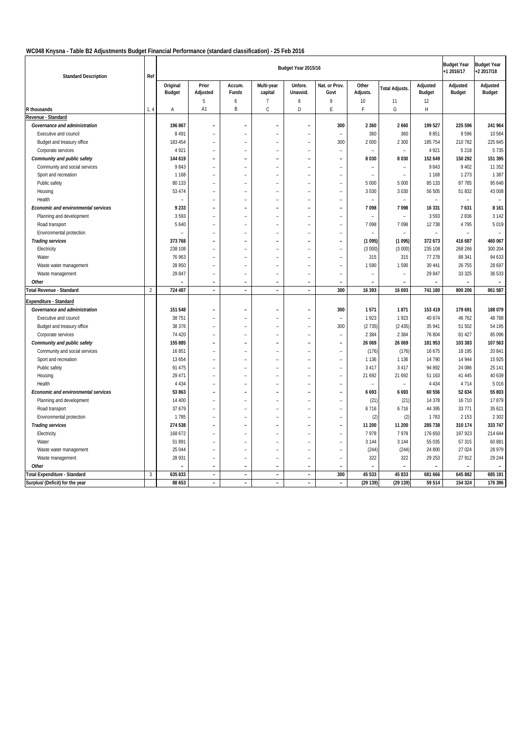**WC048 Knysna - Table B2 Adjustments Budget Financial Performance (standard classification) - 25 Feb 2016**

| Standard Description | Ref | Budget Year 2015/16 | | | | | | | | | Budget Year +1 2016/17 | Budget Year +2 2017/18 |
|---|---|---|---|---|---|---|---|---|---|---|---|---|
| | | Original Budget | Prior Adjusted | Accum. Funds | Multi-year capital | Unfore. Unavoid. | Nat. or Prov. Govt | Other Adjusts. | Total Adjusts. | Adjusted Budget | Adjusted Budget | Adjusted Budget |
| | | | 5 | 6 | 7 | 8 | 9 | 10 | 11 | 12 | | |
| R thousands | 1, 4 | A | A1 | B | C | D | E | F | G | H | | |
| **Revenue - Standard** | | | | | | | | | | | | |
| ***Governance and administration*** | | **196 867** | **–** | **–** | **–** | **–** | **300** | **2 360** | **2 660** | **199 527** | **225 596** | **241 964** |
| Executive and council | | 8 491 | – | – | – | – | – | 360 | 360 | 8 851 | 9 596 | 10 584 |
| Budget and treasury office | | 183 454 | – | – | – | – | 300 | 2 000 | 2 300 | 185 754 | 210 782 | 225 645 |
| Corporate services | | 4 921 | – | – | – | – | – | – | – | 4 921 | 5 218 | 5 735 |
| ***Community and public safety*** | | **144 619** | **–** | **–** | **–** | **–** | **–** | **8 030** | **8 030** | **152 649** | **150 292** | **151 395** |
| Community and social services | | 9 843 | – | – | – | – | – | – | – | 9 843 | 9 402 | 11 352 |
| Sport and recreation | | 1 168 | – | – | – | – | – | – | – | 1 168 | 1 273 | 1 387 |
| Public safety | | 80 133 | – | – | – | – | – | 5 000 | 5 000 | 85 133 | 87 785 | 95 648 |
| Housing | | 53 474 | – | – | – | – | – | 3 030 | 3 030 | 56 505 | 51 832 | 43 008 |
| Health | | – | – | – | – | – | – | – | – | – | – | – |
| ***Economic and environmental services*** | | **9 233** | **–** | **–** | **–** | **–** | **–** | **7 098** | **7 098** | **16 331** | **7 631** | **8 161** |
| Planning and development | | 3 593 | – | – | – | – | – | – | – | 3 593 | 2 836 | 3 142 |
| Road transport | | 5 640 | – | – | – | – | – | 7 098 | 7 098 | 12 738 | 4 795 | 5 019 |
| Environmental protection | | – | – | – | – | – | – | – | – | – | – | – |
| ***Trading services*** | | **373 768** | **–** | **–** | **–** | **–** | **–** | **(1 095)** | **(1 095)** | **372 673** | **416 687** | **460 067** |
| Electricity | | 238 108 | – | – | – | – | – | (3 000) | (3 000) | 235 108 | 268 266 | 300 204 |
| Water | | 76 963 | – | – | – | – | – | 315 | 315 | 77 278 | 88 341 | 94 633 |
| Waste water management | | 28 850 | – | – | – | – | – | 1 590 | 1 590 | 30 441 | 26 755 | 28 697 |
| Waste management | | 29 847 | – | – | – | – | – | – | – | 29 847 | 33 325 | 36 533 |
| ***Other*** | | **–** | **–** | **–** | **–** | **–** | **–** | **–** | **–** | **–** | **–** | **–** |
| **Total Revenue - Standard** | 2 | **724 487** | **–** | **–** | **–** | **–** | **300** | **16 393** | **16 693** | **741 180** | **800 206** | **861 587** |
| **Expenditure - Standard** | | | | | | | | | | | | |
| ***Governance and administration*** | | **151 548** | **–** | **–** | **–** | **–** | **300** | **1 571** | **1 871** | **153 419** | **179 691** | **188 079** |
| Executive and council | | 38 751 | – | – | – | – | – | 1 923 | 1 923 | 40 674 | 46 762 | 48 788 |
| Budget and treasury office | | 38 376 | – | – | – | – | 300 | (2 735) | (2 435) | 35 941 | 51 502 | 54 195 |
| Corporate services | | 74 420 | – | – | – | – | – | 2 384 | 2 384 | 76 804 | 81 427 | 85 096 |
| ***Community and public safety*** | | **155 885** | **–** | **–** | **–** | **–** | **–** | **26 069** | **26 069** | **181 953** | **103 383** | **107 563** |
| Community and social services | | 16 851 | – | – | – | – | – | (176) | (176) | 16 675 | 18 195 | 20 841 |
| Sport and recreation | | 13 654 | – | – | – | – | – | 1 136 | 1 136 | 14 790 | 14 944 | 15 925 |
| Public safety | | 91 475 | – | – | – | – | – | 3 417 | 3 417 | 94 892 | 24 086 | 25 141 |
| Housing | | 29 471 | – | – | – | – | – | 21 692 | 21 692 | 51 163 | 41 445 | 40 639 |
| Health | | 4 434 | – | – | – | – | – | – | – | 4 434 | 4 714 | 5 016 |
| ***Economic and environmental services*** | | **53 863** | **–** | **–** | **–** | **–** | **–** | **6 693** | **6 693** | **60 556** | **52 634** | **55 803** |
| Planning and development | | 14 400 | – | – | – | – | – | (21) | (21) | 14 378 | 16 710 | 17 879 |
| Road transport | | 37 679 | – | – | – | – | – | 6 716 | 6 716 | 44 395 | 33 771 | 35 621 |
| Environmental protection | | 1 785 | – | – | – | – | – | (2) | (2) | 1 783 | 2 153 | 2 302 |
| ***Trading services*** | | **274 538** | **–** | **–** | **–** | **–** | **–** | **11 200** | **11 200** | **285 738** | **310 174** | **333 747** |
| Electricity | | 168 672 | – | – | – | – | – | 7 978 | 7 978 | 176 650 | 197 923 | 214 644 |
| Water | | 51 891 | – | – | – | – | – | 3 144 | 3 144 | 55 035 | 57 315 | 60 881 |
| Waste water management | | 25 044 | – | – | – | – | – | (244) | (244) | 24 800 | 27 024 | 28 979 |
| Waste management | | 28 931 | – | – | – | – | – | 322 | 322 | 29 253 | 27 912 | 29 244 |
| ***Other*** | | **–** | **–** | **–** | **–** | **–** | **–** | **–** | **–** | **–** | **–** | **–** |
| **Total Expenditure - Standard** | 3 | **635 833** | **–** | **–** | **–** | **–** | **300** | **45 533** | **45 833** | **681 666** | **645 882** | **685 191** |
| **Surplus/ (Deficit) for the year** | | **88 653** | **–** | **–** | **–** | **–** | **–** | **(29 139)** | **(29 139)** | **59 514** | **154 324** | **176 396** |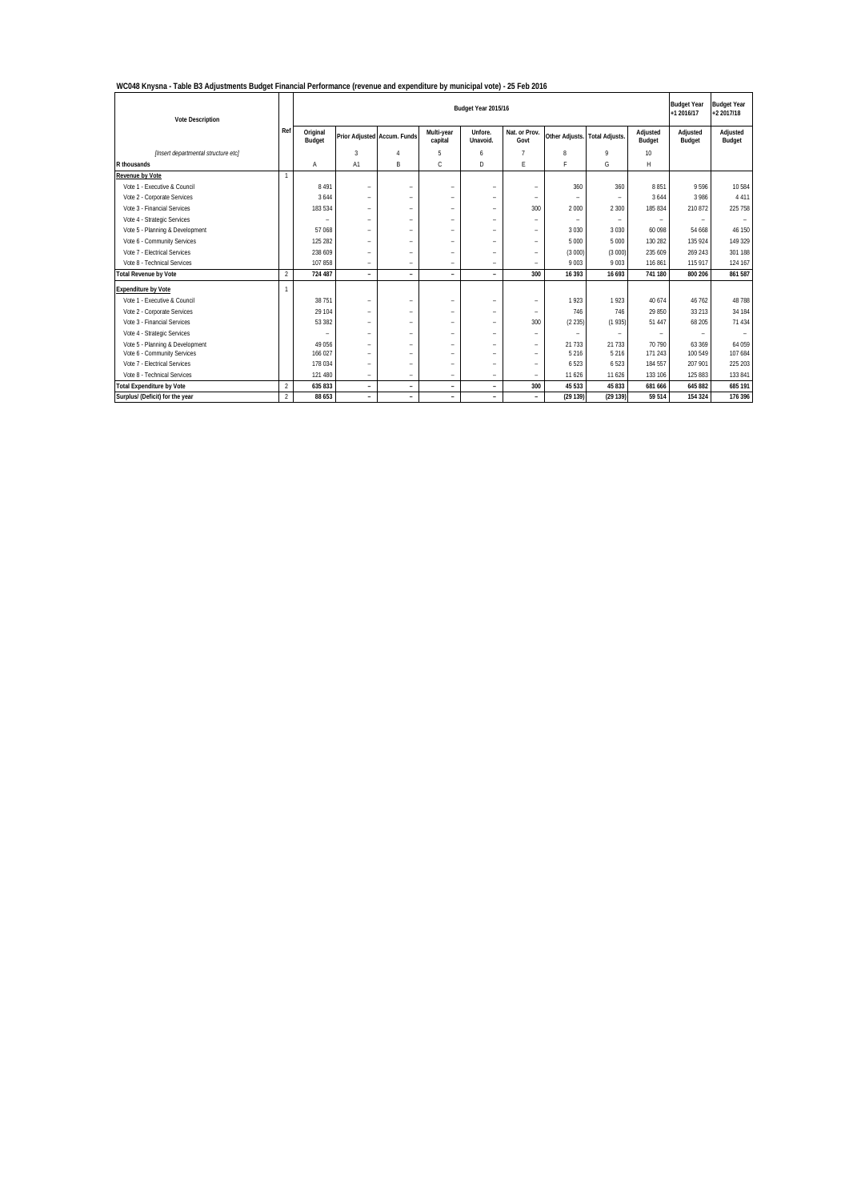**WC048 Knysna - Table B3 Adjustments Budget Financial Performance (revenue and expenditure by municipal vote) - 25 Feb 2016**

| Vote Description | Ref | Budget Year 2015/16 | | | | | | | | | Budget Year +1 2016/17 | Budget Year +2 2017/18 |
|---|---|---|---|---|---|---|---|---|---|---|---|---|
| | | Original Budget | Prior Adjusted | Accum. Funds | Multi-year capital | Unfore. Unavoid. | Nat. or Prov. Govt | Other Adjusts. | Total Adjusts. | Adjusted Budget | Adjusted Budget | Adjusted Budget |
| *[Insert departmental structure etc]* | | | 3 | 4 | 5 | 6 | 7 | 8 | 9 | 10 | | |
| **R thousands** | | A | A1 | B | C | D | E | F | G | H | | |
| **Revenue by Vote** | 1 | | | | | | | | | | | |
| Vote 1 - Executive & Council | | 8 491 | – | – | – | – | – | 360 | 360 | 8 851 | 9 596 | 10 584 |
| Vote 2 - Corporate Services | | 3 644 | – | – | – | – | – | – | – | 3 644 | 3 986 | 4 411 |
| Vote 3 - Financial Services | | 183 534 | – | – | – | – | 300 | 2 000 | 2 300 | 185 834 | 210 872 | 225 758 |
| Vote 4 - Strategic Services | | – | – | – | – | – | – | – | – | – | – | – |
| Vote 5 - Planning & Development | | 57 068 | – | – | – | – | – | 3 030 | 3 030 | 60 098 | 54 668 | 46 150 |
| Vote 6 - Community Services | | 125 282 | – | – | – | – | – | 5 000 | 5 000 | 130 282 | 135 924 | 149 329 |
| Vote 7 - Electrical Services | | 238 609 | – | – | – | – | – | (3 000) | (3 000) | 235 609 | 269 243 | 301 188 |
| Vote 8 - Technical Services | | 107 858 | – | – | – | – | – | 9 003 | 9 003 | 116 861 | 115 917 | 124 167 |
| **Total Revenue by Vote** | 2 | **724 487** | **–** | **–** | **–** | **–** | **300** | **16 393** | **16 693** | **741 180** | **800 206** | **861 587** |
| **Expenditure by Vote** | 1 | | | | | | | | | | | |
| Vote 1 - Executive & Council | | 38 751 | – | – | – | – | – | 1 923 | 1 923 | 40 674 | 46 762 | 48 788 |
| Vote 2 - Corporate Services | | 29 104 | – | – | – | – | – | 746 | 746 | 29 850 | 33 213 | 34 184 |
| Vote 3 - Financial Services | | 53 382 | – | – | – | – | 300 | (2 235) | (1 935) | 51 447 | 68 205 | 71 434 |
| Vote 4 - Strategic Services | | – | – | – | – | – | – | – | – | – | – | – |
| Vote 5 - Planning & Development | | 49 056 | – | – | – | – | – | 21 733 | 21 733 | 70 790 | 63 369 | 64 059 |
| Vote 6 - Community Services | | 166 027 | – | – | – | – | – | 5 216 | 5 216 | 171 243 | 100 549 | 107 684 |
| Vote 7 - Electrical Services | | 178 034 | – | – | – | – | – | 6 523 | 6 523 | 184 557 | 207 901 | 225 203 |
| Vote 8 - Technical Services | | 121 480 | – | – | – | – | – | 11 626 | 11 626 | 133 106 | 125 883 | 133 841 |
| **Total Expenditure by Vote** | 2 | **635 833** | **–** | **–** | **–** | **–** | **300** | **45 533** | **45 833** | **681 666** | **645 882** | **685 191** |
| **Surplus/ (Deficit) for the year** | 2 | **88 653** | **–** | **–** | **–** | **–** | **–** | **(29 139)** | **(29 139)** | **59 514** | **154 324** | **176 396** |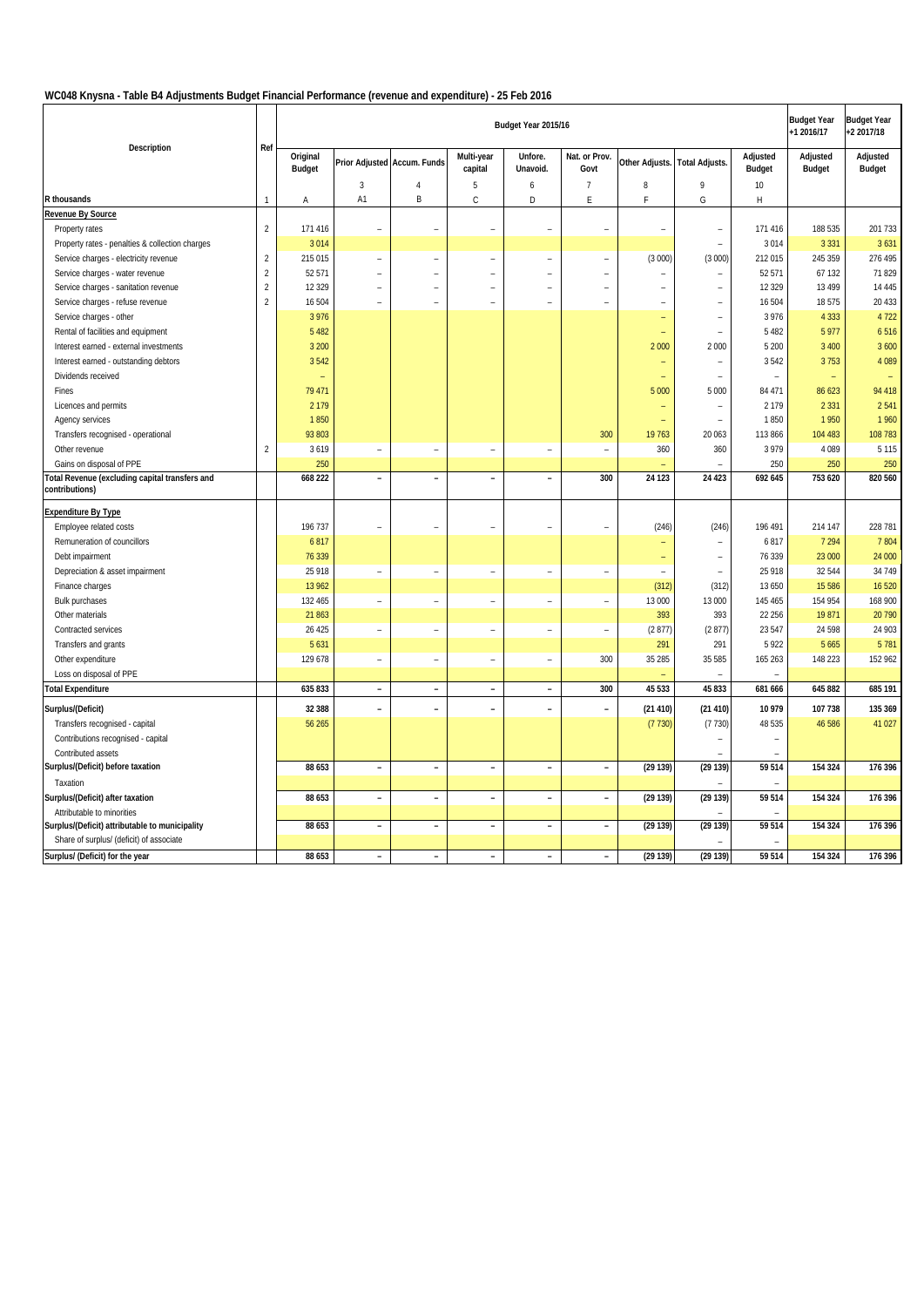## WC048 Knysna - Table B4 Adjustments Budget Financial Performance (revenue and expenditure) - 25 Feb 2016

| Description | Ref | Budget Year 2015/16 | | | | | | | | | | Budget Year +1 2016/17 | Budget Year +2 2017/18 |
|---|---|---|---|---|---|---|---|---|---|---|---|---|---|
| | | Original Budget | Prior Adjusted | Accum. Funds | Multi-year capital | Unfore. Unavoid. | Nat. or Prov. Govt | Other Adjusts. | Total Adjusts. | Adjusted Budget | | Adjusted Budget | Adjusted Budget |
| | | | 3 | 4 | 5 | 6 | 7 | 8 | 9 | 10 | | | |
| R thousands | 1 | A | A1 | B | C | D | E | F | G | H | | | |
| **Revenue By Source** | | | | | | | | | | | | | |
| Property rates | 2 | 171 416 | – | – | – | – | – | – | – | 171 416 | | 188 535 | 201 733 |
| Property rates - penalties & collection charges | | 3 014 | | | | | | | – | 3 014 | | 3 331 | 3 631 |
| Service charges - electricity revenue | 2 | 215 015 | – | – | – | – | – | (3 000) | (3 000) | 212 015 | | 245 359 | 276 495 |
| Service charges - water revenue | 2 | 52 571 | – | – | – | – | – | – | – | 52 571 | | 67 132 | 71 829 |
| Service charges - sanitation revenue | 2 | 12 329 | – | – | – | – | – | – | – | 12 329 | | 13 499 | 14 445 |
| Service charges - refuse revenue | 2 | 16 504 | – | – | – | – | – | – | – | 16 504 | | 18 575 | 20 433 |
| Service charges - other | | 3 976 | | | | | | – | – | 3 976 | | 4 333 | 4 722 |
| Rental of facilities and equipment | | 5 482 | | | | | | – | – | 5 482 | | 5 977 | 6 516 |
| Interest earned - external investments | | 3 200 | | | | | | 2 000 | 2 000 | 5 200 | | 3 400 | 3 600 |
| Interest earned - outstanding debtors | | 3 542 | | | | | | – | – | 3 542 | | 3 753 | 4 089 |
| Dividends received | | – | | | | | | – | – | – | | – | – |
| Fines | | 79 471 | | | | | | 5 000 | 5 000 | 84 471 | | 86 623 | 94 418 |
| Licences and permits | | 2 179 | | | | | | – | – | 2 179 | | 2 331 | 2 541 |
| Agency services | | 1 850 | | | | | | – | – | 1 850 | | 1 950 | 1 960 |
| Transfers recognised - operational | | 93 803 | | | | | 300 | 19 763 | 20 063 | 113 866 | | 104 483 | 108 783 |
| Other revenue | 2 | 3 619 | – | – | – | – | – | 360 | 360 | 3 979 | | 4 089 | 5 115 |
| Gains on disposal of PPE | | 250 | | | | | | – | – | 250 | | 250 | 250 |
| **Total Revenue (excluding capital transfers and contributions)** | | **668 222** | **–** | **–** | **–** | **–** | **300** | **24 123** | **24 423** | **692 645** | | **753 620** | **820 560** |
| **Expenditure By Type** | | | | | | | | | | | | | |
| Employee related costs | | 196 737 | – | – | – | – | – | (246) | (246) | 196 491 | | 214 147 | 228 781 |
| Remuneration of councillors | | 6 817 | | | | | | – | – | 6 817 | | 7 294 | 7 804 |
| Debt impairment | | 76 339 | | | | | | – | – | 76 339 | | 23 000 | 24 000 |
| Depreciation & asset impairment | | 25 918 | – | – | – | – | – | – | – | 25 918 | | 32 544 | 34 749 |
| Finance charges | | 13 962 | | | | | | (312) | (312) | 13 650 | | 15 586 | 16 520 |
| Bulk purchases | | 132 465 | – | – | – | – | – | 13 000 | 13 000 | 145 465 | | 154 954 | 168 900 |
| Other materials | | 21 863 | | | | | | 393 | 393 | 22 256 | | 19 871 | 20 790 |
| Contracted services | | 26 425 | – | – | – | – | – | (2 877) | (2 877) | 23 547 | | 24 598 | 24 903 |
| Transfers and grants | | 5 631 | | | | | | 291 | 291 | 5 922 | | 5 665 | 5 781 |
| Other expenditure | | 129 678 | – | – | – | – | 300 | 35 285 | 35 585 | 165 263 | | 148 223 | 152 962 |
| Loss on disposal of PPE | | | | | | | | – | – | – | | | |
| **Total Expenditure** | | **635 833** | **–** | **–** | **–** | **–** | **300** | **45 533** | **45 833** | **681 666** | | **645 882** | **685 191** |
| **Surplus/(Deficit)** | | **32 388** | **–** | **–** | **–** | **–** | **–** | **(21 410)** | **(21 410)** | **10 979** | | **107 738** | **135 369** |
| Transfers recognised - capital | | 56 265 | | | | | | (7 730) | (7 730) | 48 535 | | 46 586 | 41 027 |
| Contributions recognised - capital | | | | | | | | | – | – | | | |
| Contributed assets | | | | | | | | | – | – | | | |
| **Surplus/(Deficit) before taxation** | | **88 653** | **–** | **–** | **–** | **–** | **–** | **(29 139)** | **(29 139)** | **59 514** | | **154 324** | **176 396** |
| Taxation | | | | | | | | | – | – | | | |
| **Surplus/(Deficit) after taxation** | | **88 653** | **–** | **–** | **–** | **–** | **–** | **(29 139)** | **(29 139)** | **59 514** | | **154 324** | **176 396** |
| Attributable to minorities | | | | | | | | | – | – | | | |
| **Surplus/(Deficit) attributable to municipality** | | **88 653** | **–** | **–** | **–** | **–** | **–** | **(29 139)** | **(29 139)** | **59 514** | | **154 324** | **176 396** |
| Share of surplus/ (deficit) of associate | | | | | | | | | – | – | | | |
| **Surplus/ (Deficit) for the year** | | **88 653** | **–** | **–** | **–** | **–** | **–** | **(29 139)** | **(29 139)** | **59 514** | | **154 324** | **176 396** |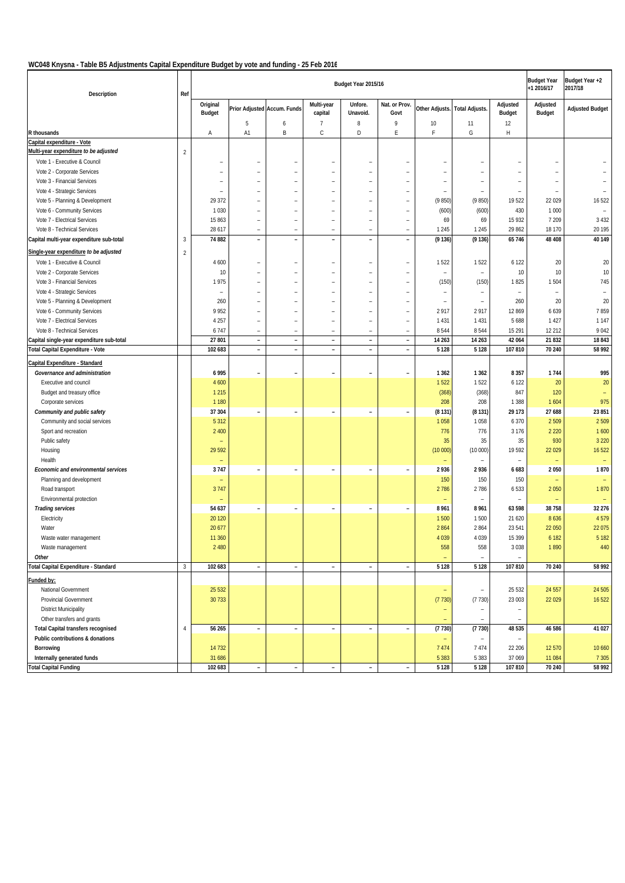# WC048 Knysna - Table B5 Adjustments Capital Expenditure Budget by vote and funding - 25 Feb 2016

| Description | Ref | Budget Year 2015/16 | | | | | | | | | Budget Year +1 2016/17 | Budget Year +2 2017/18 |
|---|---|---|---|---|---|---|---|---|---|---|---|---|
| | | Original Budget | Prior Adjusted | Accum. Funds | Multi-year capital | Unfore. Unavoid. | Nat. or Prov. Govt | Other Adjusts. | Total Adjusts. | Adjusted Budget | Adjusted Budget | Adjusted Budget |
| | | | 5 | 6 | 7 | 8 | 9 | 10 | 11 | 12 | | |
| R thousands | | A | A1 | B | C | D | E | F | G | H | | |
| **Capital expenditure - Vote** | | | | | | | | | | | | |
| **Multi-year expenditure *to be adjusted*** | 2 | | | | | | | | | | | |
| Vote 1 - Executive & Council | | – | – | – | – | – | – | – | – | – | – | – |
| Vote 2 - Corporate Services | | – | – | – | – | – | – | – | – | – | – | – |
| Vote 3 - Financial Services | | – | – | – | – | – | – | – | – | – | – | – |
| Vote 4 - Strategic Services | | – | – | – | – | – | – | – | – | – | – | – |
| Vote 5 - Planning & Development | | 29 372 | – | – | – | – | – | (9 850) | (9 850) | 19 522 | 22 029 | 16 522 |
| Vote 6 - Community Services | | 1 030 | – | – | – | – | – | (600) | (600) | 430 | 1 000 | – |
| Vote 7 - Electrical Services | | 15 863 | – | – | – | – | – | 69 | 69 | 15 932 | 7 209 | 3 432 |
| Vote 8 - Technical Services | | 28 617 | – | – | – | – | – | 1 245 | 1 245 | 29 862 | 18 170 | 20 195 |
| **Capital multi-year expenditure sub-total** | 3 | **74 882** | **–** | **–** | **–** | **–** | **–** | **(9 136)** | **(9 136)** | **65 746** | **48 408** | **40 149** |
| **Single-year expenditure *to be adjusted*** | 2 | | | | | | | | | | | |
| Vote 1 - Executive & Council | | 4 600 | – | – | – | – | – | 1 522 | 1 522 | 6 122 | 20 | 20 |
| Vote 2 - Corporate Services | | 10 | – | – | – | – | – | – | – | 10 | 10 | 10 |
| Vote 3 - Financial Services | | 1 975 | – | – | – | – | – | (150) | (150) | 1 825 | 1 504 | 745 |
| Vote 4 - Strategic Services | | – | – | – | – | – | – | – | – | – | – | – |
| Vote 5 - Planning & Development | | 260 | – | – | – | – | – | – | – | 260 | 20 | 20 |
| Vote 6 - Community Services | | 9 952 | – | – | – | – | – | 2 917 | 2 917 | 12 869 | 6 639 | 7 859 |
| Vote 7 - Electrical Services | | 4 257 | – | – | – | – | – | 1 431 | 1 431 | 5 688 | 1 427 | 1 147 |
| Vote 8 - Technical Services | | 6 747 | – | – | – | – | – | 8 544 | 8 544 | 15 291 | 12 212 | 9 042 |
| **Capital single-year expenditure sub-total** | | **27 801** | **–** | **–** | **–** | **–** | **–** | **14 263** | **14 263** | **42 064** | **21 832** | **18 843** |
| **Total Capital Expenditure - Vote** | | **102 683** | **–** | **–** | **–** | **–** | **–** | **5 128** | **5 128** | **107 810** | **70 240** | **58 992** |
| **Capital Expenditure - Standard** | | | | | | | | | | | | |
| ***Governance and administration*** | | **6 995** | **–** | **–** | **–** | **–** | **–** | **1 362** | **1 362** | **8 357** | **1 744** | **995** |
| Executive and council | | 4 600 | | | | | | 1 522 | 1 522 | 6 122 | 20 | 20 |
| Budget and treasury office | | 1 215 | | | | | | (368) | (368) | 847 | 120 | – |
| Corporate services | | 1 180 | | | | | | 208 | 208 | 1 388 | 1 604 | 975 |
| ***Community and public safety*** | | **37 304** | **–** | **–** | **–** | **–** | **–** | **(8 131)** | **(8 131)** | **29 173** | **27 688** | **23 851** |
| Community and social services | | 5 312 | | | | | | 1 058 | 1 058 | 6 370 | 2 509 | 2 509 |
| Sport and recreation | | 2 400 | | | | | | 776 | 776 | 3 176 | 2 220 | 1 600 |
| Public safety | | – | | | | | | 35 | 35 | 35 | 930 | 3 220 |
| Housing | | 29 592 | | | | | | (10 000) | (10 000) | 19 592 | 22 029 | 16 522 |
| Health | | – | | | | | | – | – | – | – | – |
| ***Economic and environmental services*** | | **3 747** | **–** | **–** | **–** | **–** | **–** | **2 936** | **2 936** | **6 683** | **2 050** | **1 870** |
| Planning and development | | – | | | | | | 150 | 150 | 150 | – | – |
| Road transport | | 3 747 | | | | | | 2 786 | 2 786 | 6 533 | 2 050 | 1 870 |
| Environmental protection | | – | | | | | | – | – | – | – | – |
| ***Trading services*** | | **54 637** | **–** | **–** | **–** | **–** | **–** | **8 961** | **8 961** | **63 598** | **38 758** | **32 276** |
| Electricity | | 20 120 | | | | | | 1 500 | 1 500 | 21 620 | 8 636 | 4 579 |
| Water | | 20 677 | | | | | | 2 864 | 2 864 | 23 541 | 22 050 | 22 075 |
| Waste water management | | 11 360 | | | | | | 4 039 | 4 039 | 15 399 | 6 182 | 5 182 |
| Waste management | | 2 480 | | | | | | 558 | 558 | 3 038 | 1 890 | 440 |
| ***Other*** | | | | | | | | – | – | – | | |
| **Total Capital Expenditure - Standard** | 3 | **102 683** | **–** | **–** | **–** | **–** | **–** | **5 128** | **5 128** | **107 810** | **70 240** | **58 992** |
| **Funded by:** | | | | | | | | | | | | |
| National Government | | 25 532 | | | | | | – | – | 25 532 | 24 557 | 24 505 |
| Provincial Government | | 30 733 | | | | | | (7 730) | (7 730) | 23 003 | 22 029 | 16 522 |
| District Municipality | | | | | | | | – | – | – | | |
| Other transfers and grants | | | | | | | | – | – | – | | |
| **Total Capital transfers recognised** | 4 | **56 265** | **–** | **–** | **–** | **–** | **–** | **(7 730)** | **(7 730)** | **48 535** | **46 586** | **41 027** |
| **Public contributions & donations** | | | | | | | | – | – | – | | |
| **Borrowing** | | 14 732 | | | | | | 7 474 | 7 474 | 22 206 | 12 570 | 10 660 |
| **Internally generated funds** | | 31 686 | | | | | | 5 383 | 5 383 | 37 069 | 11 084 | 7 305 |
| **Total Capital Funding** | | **102 683** | **–** | **–** | **–** | **–** | **–** | **5 128** | **5 128** | **107 810** | **70 240** | **58 992** |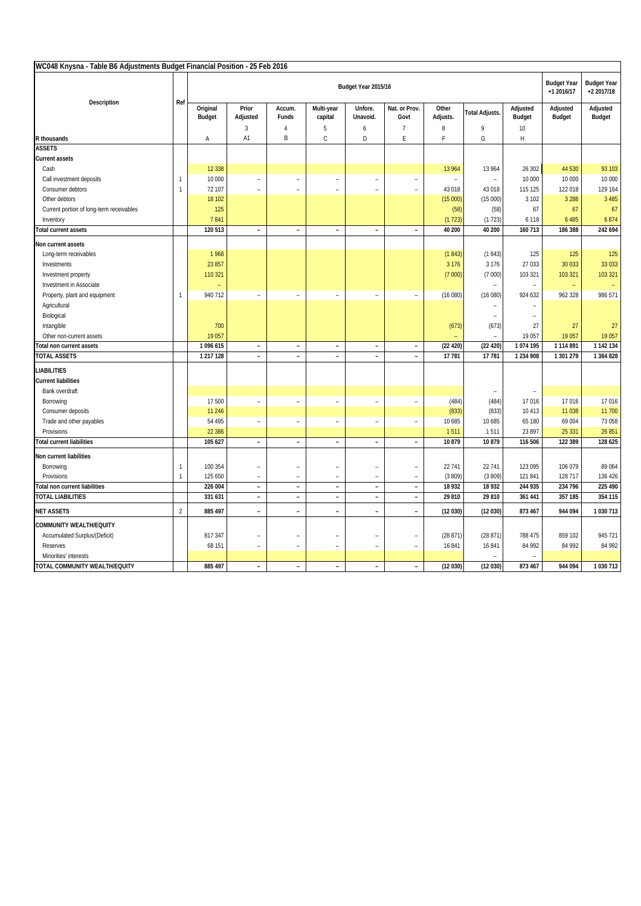## WC048 Knysna - Table B6 Adjustments Budget Financial Position - 25 Feb 2016

| Description | Ref | Budget Year 2015/16 | | | | | | | | | Budget Year +1 2016/17 | Budget Year +2 2017/18 |
|---|---|---|---|---|---|---|---|---|---|---|---|---|
| | | Original Budget | Prior Adjusted | Accum. Funds | Multi-year capital | Unfore. Unavoid. | Nat. or Prov. Govt | Other Adjusts. | Total Adjusts. | Adjusted Budget | Adjusted Budget | Adjusted Budget |
| | | | 3 | 4 | 5 | 6 | 7 | 8 | 9 | 10 | | |
| R thousands | | A | A1 | B | C | D | E | F | G | H | | |
| **ASSETS** | | | | | | | | | | | | |
| **Current assets** | | | | | | | | | | | | |
| Cash | | 12 338 | | | | | | 13 964 | 13 964 | 26 302 | 44 530 | 93 103 |
| Call investment deposits | 1 | 10 000 | – | – | – | – | – | – | – | 10 000 | 10 000 | 10 000 |
| Consumer debtors | 1 | 72 107 | – | – | – | – | – | 43 018 | 43 018 | 115 125 | 122 018 | 129 164 |
| Other debtors | | 18 102 | | | | | | (15 000) | (15 000) | 3 102 | 3 288 | 3 485 |
| Current portion of long-term receivables | | 125 | | | | | | (58) | (58) | 67 | 67 | 67 |
| Inventory | | 7 841 | | | | | | (1 723) | (1 723) | 6 118 | 6 485 | 6 874 |
| **Total current assets** | | **120 513** | **–** | **–** | **–** | **–** | **–** | **40 200** | **40 200** | **160 713** | **186 388** | **242 694** |
| **Non current assets** | | | | | | | | | | | | |
| Long-term receivables | | 1 968 | | | | | | (1 843) | (1 843) | 125 | 125 | 125 |
| Investments | | 23 857 | | | | | | 3 176 | 3 176 | 27 033 | 30 033 | 33 033 |
| Investment property | | 110 321 | | | | | | (7 000) | (7 000) | 103 321 | 103 321 | 103 321 |
| Investment in Associate | | – | | | | | | | – | – | – | – |
| Property, plant and equipment | 1 | 940 712 | – | – | – | – | – | (16 080) | (16 080) | 924 632 | 962 328 | 986 571 |
| Agricultural | | | | | | | | | – | – | | |
| Biological | | | | | | | | | – | – | | |
| Intangible | | 700 | | | | | | (673) | (673) | 27 | 27 | 27 |
| Other non-current assets | | 19 057 | | | | | | – | – | 19 057 | 19 057 | 19 057 |
| **Total non current assets** | | **1 096 615** | **–** | **–** | **–** | **–** | **–** | **(22 420)** | **(22 420)** | **1 074 195** | **1 114 891** | **1 142 134** |
| **TOTAL ASSETS** | | **1 217 128** | **–** | **–** | **–** | **–** | **–** | **17 781** | **17 781** | **1 234 908** | **1 301 279** | **1 384 828** |
| **LIABILITIES** | | | | | | | | | | | | |
| **Current liabilities** | | | | | | | | | | | | |
| Bank overdraft | | | | | | | | | – | – | | |
| Borrowing | | 17 500 | – | – | – | – | – | (484) | (484) | 17 016 | 17 016 | 17 016 |
| Consumer deposits | | 11 246 | | | | | | (833) | (833) | 10 413 | 11 038 | 11 700 |
| Trade and other payables | | 54 495 | – | – | – | – | – | 10 685 | 10 685 | 65 180 | 69 004 | 73 058 |
| Provisions | | 22 386 | | | | | | 1 511 | 1 511 | 23 897 | 25 331 | 26 851 |
| **Total current liabilities** | | **105 627** | **–** | **–** | **–** | **–** | **–** | **10 879** | **10 879** | **116 506** | **122 389** | **128 625** |
| **Non current liabilities** | | | | | | | | | | | | |
| Borrowing | 1 | 100 354 | – | – | – | – | – | 22 741 | 22 741 | 123 095 | 106 079 | 89 064 |
| Provisions | 1 | 125 650 | – | – | – | – | – | (3 809) | (3 809) | 121 841 | 128 717 | 136 426 |
| **Total non current liabilities** | | **226 004** | **–** | **–** | **–** | **–** | **–** | **18 932** | **18 932** | **244 935** | **234 796** | **225 490** |
| **TOTAL LIABILITIES** | | **331 631** | **–** | **–** | **–** | **–** | **–** | **29 810** | **29 810** | **361 441** | **357 185** | **354 115** |
| **NET ASSETS** | 2 | **885 497** | **–** | **–** | **–** | **–** | **–** | **(12 030)** | **(12 030)** | **873 467** | **944 094** | **1 030 713** |
| **COMMUNITY WEALTH/EQUITY** | | | | | | | | | | | | |
| Accumulated Surplus/(Deficit) | | 817 347 | – | – | – | – | – | (28 871) | (28 871) | 788 475 | 859 102 | 945 721 |
| Reserves | | 68 151 | – | – | – | – | – | 16 841 | 16 841 | 84 992 | 84 992 | 84 992 |
| Minorities' interests | | | | | | | | | – | – | | |
| **TOTAL COMMUNITY WEALTH/EQUITY** | | **885 497** | **–** | **–** | **–** | **–** | **–** | **(12 030)** | **(12 030)** | **873 467** | **944 094** | **1 030 713** |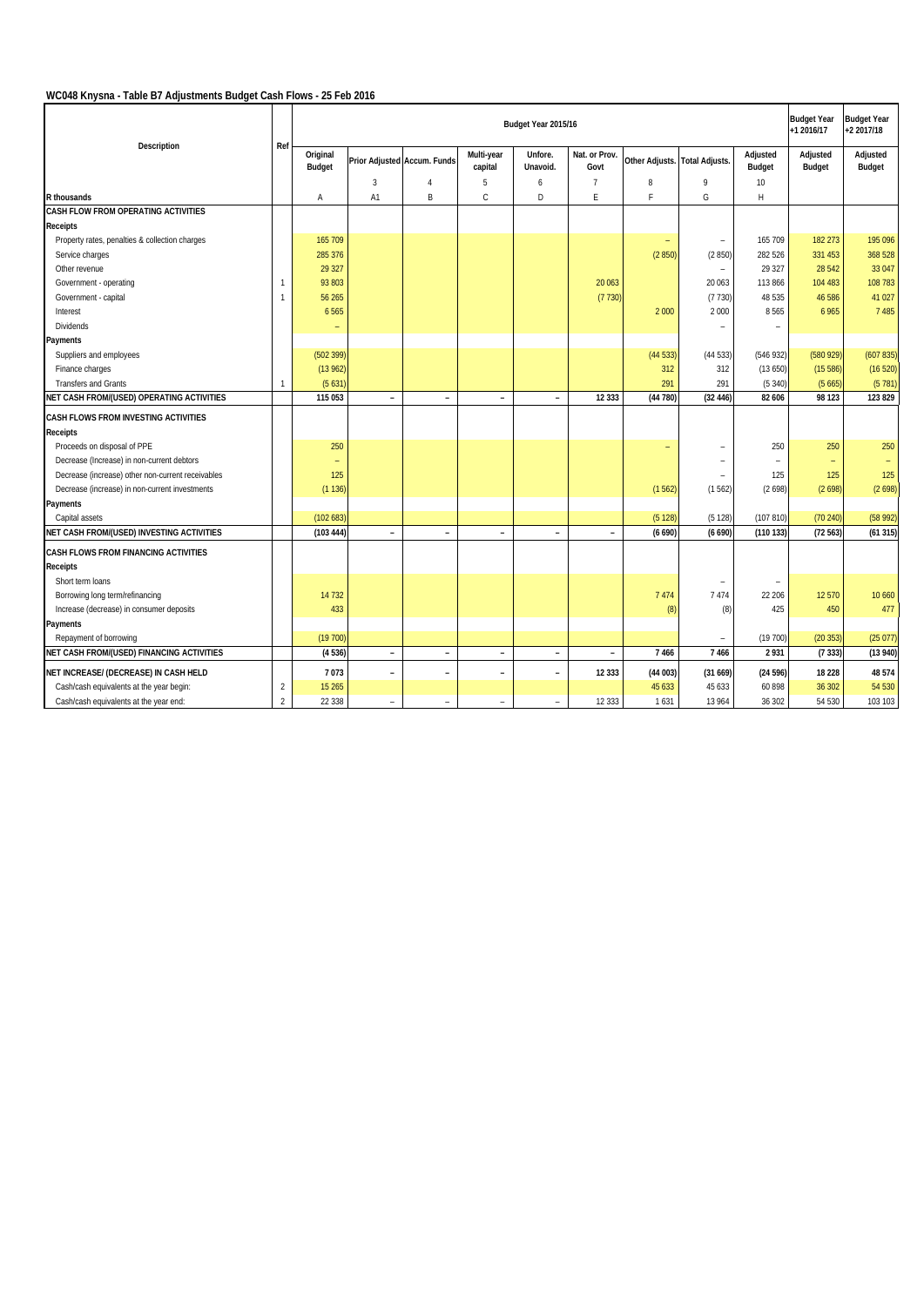## WC048 Knysna - Table B7 Adjustments Budget Cash Flows - 25 Feb 2016

| Description | Ref | Budget Year 2015/16 | | | | | | | | | | Budget Year +1 2016/17 | Budget Year +2 2017/18 |
|---|---|---|---|---|---|---|---|---|---|---|---|---|---|
| | | Original Budget | Prior Adjusted | Accum. Funds | Multi-year capital | Unfore. Unavoid. | Nat. or Prov. Govt | Other Adjusts. | Total Adjusts. | Adjusted Budget | | Adjusted Budget | Adjusted Budget |
| | | | 3 | 4 | 5 | 6 | 7 | 8 | 9 | 10 | | | |
| R thousands | | A | A1 | B | C | D | E | F | G | H | | | |
| **CASH FLOW FROM OPERATING ACTIVITIES** | | | | | | | | | | | | | |
| **Receipts** | | | | | | | | | | | | | |
| Property rates, penalties & collection charges | | 165 709 | | | | | | – | – | 165 709 | | 182 273 | 195 096 |
| Service charges | | 285 376 | | | | | | (2 850) | (2 850) | 282 526 | | 331 453 | 368 528 |
| Other revenue | | 29 327 | | | | | | | – | 29 327 | | 28 542 | 33 047 |
| Government - operating | 1 | 93 803 | | | | | 20 063 | | 20 063 | 113 866 | | 104 483 | 108 783 |
| Government - capital | 1 | 56 265 | | | | | (7 730) | | (7 730) | 48 535 | | 46 586 | 41 027 |
| Interest | | 6 565 | | | | | | 2 000 | 2 000 | 8 565 | | 6 965 | 7 485 |
| Dividends | | – | | | | | | | – | – | | | |
| **Payments** | | | | | | | | | | | | | |
| Suppliers and employees | | (502 399) | | | | | | (44 533) | (44 533) | (546 932) | | (580 929) | (607 835) |
| Finance charges | | (13 962) | | | | | | 312 | 312 | (13 650) | | (15 586) | (16 520) |
| Transfers and Grants | 1 | (5 631) | | | | | | 291 | 291 | (5 340) | | (5 665) | (5 781) |
| **NET CASH FROM/(USED) OPERATING ACTIVITIES** | | **115 053** | **–** | **–** | **–** | **–** | **12 333** | **(44 780)** | **(32 446)** | **82 606** | | **98 123** | **123 829** |
| **CASH FLOWS FROM INVESTING ACTIVITIES** | | | | | | | | | | | | | |
| **Receipts** | | | | | | | | | | | | | |
| Proceeds on disposal of PPE | | 250 | | | | | | – | – | 250 | | 250 | 250 |
| Decrease (Increase) in non-current debtors | | – | | | | | | | – | – | | – | – |
| Decrease (increase) other non-current receivables | | 125 | | | | | | | – | 125 | | 125 | 125 |
| Decrease (increase) in non-current investments | | (1 136) | | | | | | (1 562) | (1 562) | (2 698) | | (2 698) | (2 698) |
| **Payments** | | | | | | | | | | | | | |
| Capital assets | | (102 683) | | | | | | (5 128) | (5 128) | (107 810) | | (70 240) | (58 992) |
| **NET CASH FROM/(USED) INVESTING ACTIVITIES** | | **(103 444)** | **–** | **–** | **–** | **–** | **–** | **(6 690)** | **(6 690)** | **(110 133)** | | **(72 563)** | **(61 315)** |
| **CASH FLOWS FROM FINANCING ACTIVITIES** | | | | | | | | | | | | | |
| **Receipts** | | | | | | | | | | | | | |
| Short term loans | | | | | | | | | – | – | | | |
| Borrowing long term/refinancing | | 14 732 | | | | | | 7 474 | 7 474 | 22 206 | | 12 570 | 10 660 |
| Increase (decrease) in consumer deposits | | 433 | | | | | | (8) | (8) | 425 | | 450 | 477 |
| **Payments** | | | | | | | | | | | | | |
| Repayment of borrowing | | (19 700) | | | | | | | – | (19 700) | | (20 353) | (25 077) |
| **NET CASH FROM/(USED) FINANCING ACTIVITIES** | | **(4 536)** | **–** | **–** | **–** | **–** | **–** | **7 466** | **7 466** | **2 931** | | **(7 333)** | **(13 940)** |
| **NET INCREASE/ (DECREASE) IN CASH HELD** | | **7 073** | **–** | **–** | **–** | **–** | **12 333** | **(44 003)** | **(31 669)** | **(24 596)** | | **18 228** | **48 574** |
| Cash/cash equivalents at the year begin: | 2 | 15 265 | | | | | | 45 633 | 45 633 | 60 898 | | 36 302 | 54 530 |
| Cash/cash equivalents at the year end: | 2 | 22 338 | – | – | – | – | 12 333 | 1 631 | 13 964 | 36 302 | | 54 530 | 103 103 |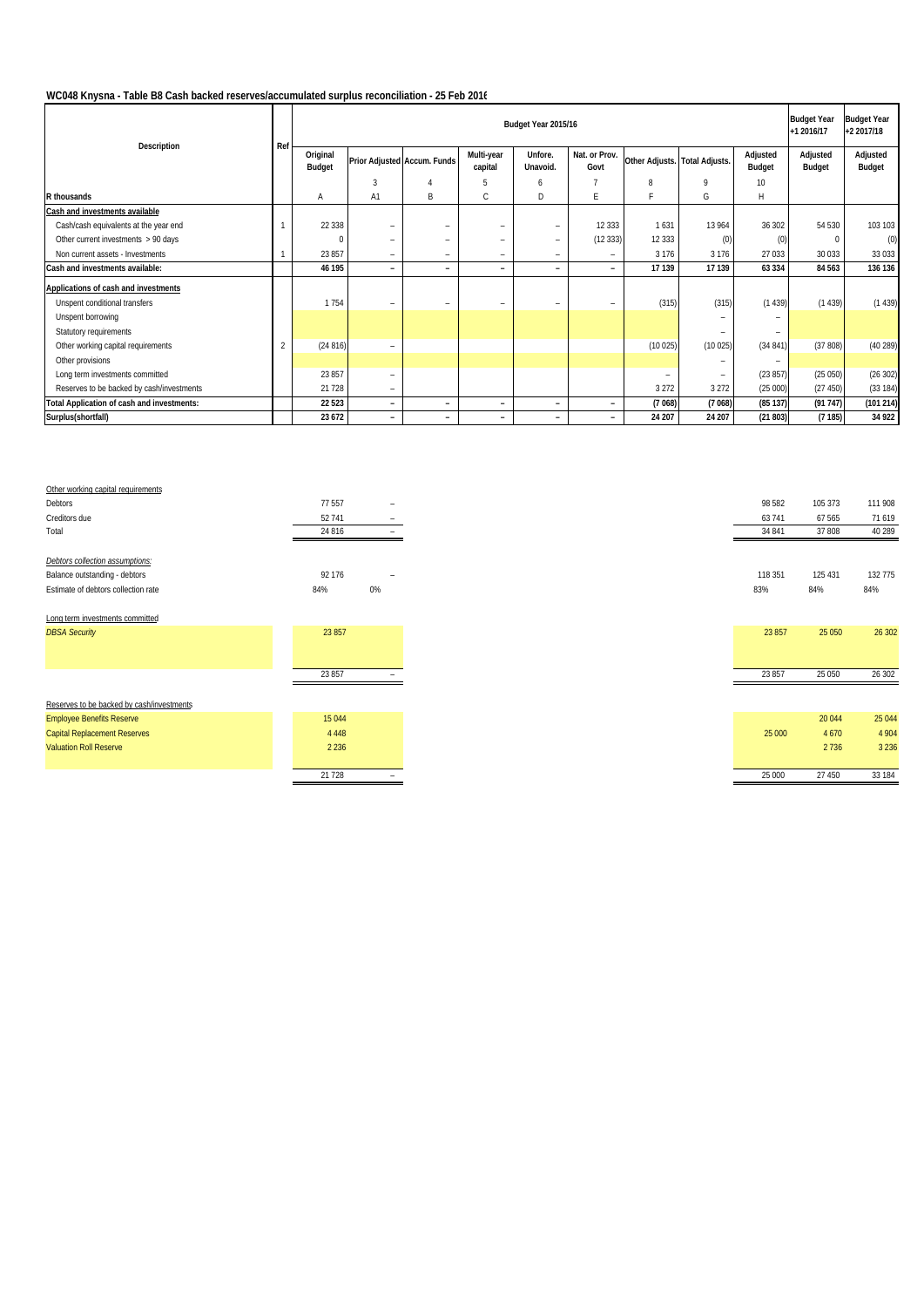## WC048 Knysna - Table B8 Cash backed reserves/accumulated surplus reconciliation - 25 Feb 2016

| Description | Ref | Budget Year 2015/16 | | | | | | | | | | Budget Year +1 2016/17 | Budget Year +2 2017/18 |
|---|---|---|---|---|---|---|---|---|---|---|---|---|---|
| | | Original Budget | Prior Adjusted | Accum. Funds | Multi-year capital | Unfore. Unavoid. | Nat. or Prov. Govt | Other Adjusts. | Total Adjusts. | Adjusted Budget | | Adjusted Budget | Adjusted Budget |
| | | | 3 | 4 | 5 | 6 | 7 | 8 | 9 | 10 | | | |
| R thousands | | A | A1 | B | C | D | E | F | G | H | | | |
| **Cash and investments available** | | | | | | | | | | | | | |
| Cash/cash equivalents at the year end | 1 | 22 338 | – | – | – | – | 12 333 | 1 631 | 13 964 | 36 302 | | 54 530 | 103 103 |
| Other current investments > 90 days | | 0 | – | – | – | – | (12 333) | 12 333 | (0) | (0) | | 0 | (0) |
| Non current assets - Investments | 1 | 23 857 | – | – | – | – | – | 3 176 | 3 176 | 27 033 | | 30 033 | 33 033 |
| **Cash and investments available:** | | **46 195** | **–** | **–** | **–** | **–** | **–** | **17 139** | **17 139** | **63 334** | | **84 563** | **136 136** |
| **Applications of cash and investments** | | | | | | | | | | | | | |
| Unspent conditional transfers | | 1 754 | – | – | – | – | – | (315) | (315) | (1 439) | | (1 439) | (1 439) |
| Unspent borrowing | | | | | | | | | – | – | | | |
| Statutory requirements | | | | | | | | | – | – | | | |
| Other working capital requirements | 2 | (24 816) | – | | | | | (10 025) | (10 025) | (34 841) | | (37 808) | (40 289) |
| Other provisions | | | | | | | | | – | – | | | |
| Long term investments committed | | 23 857 | – | | | | | – | – | (23 857) | | (25 050) | (26 302) |
| Reserves to be backed by cash/investments | | 21 728 | – | | | | | 3 272 | 3 272 | (25 000) | | (27 450) | (33 184) |
| **Total Application of cash and investments:** | | **22 523** | **–** | **–** | **–** | **–** | **–** | **(7 068)** | **(7 068)** | **(85 137)** | | **(91 747)** | **(101 214)** |
| **Surplus(shortfall)** | | **23 672** | **–** | **–** | **–** | **–** | **–** | **24 207** | **24 207** | **(21 803)** | | **(7 185)** | **34 922** |

| | Original Budget | Prior Adjusted | Adjusted Budget | Budget Year +1 2016/17 | Budget Year +2 2017/18 |
|---|---|---|---|---|---|
| Other working capital requirements | | | | | |
| Debtors | 77 557 | – | 98 582 | 105 373 | 111 908 |
| Creditors due | 52 741 | – | 63 741 | 67 565 | 71 619 |
| Total | 24 816 | – | 34 841 | 37 808 | 40 289 |
| *Debtors collection assumptions:* | | | | | |
| Balance outstanding - debtors | 92 176 | – | 118 351 | 125 431 | 132 775 |
| Estimate of debtors collection rate | 84% | 0% | 83% | 84% | 84% |
| Long term investments committed | | | | | |
| *DBSA Security* | 23 857 | | 23 857 | 25 050 | 26 302 |
| | 23 857 | – | 23 857 | 25 050 | 26 302 |
| Reserves to be backed by cash/investments | | | | | |
| Employee Benefits Reserve | 15 044 | | | 20 044 | 25 044 |
| Capital Replacement Reserves | 4 448 | | 25 000 | 4 670 | 4 904 |
| Valuation Roll Reserve | 2 236 | | | 2 736 | 3 236 |
| | 21 728 | – | 25 000 | 27 450 | 33 184 |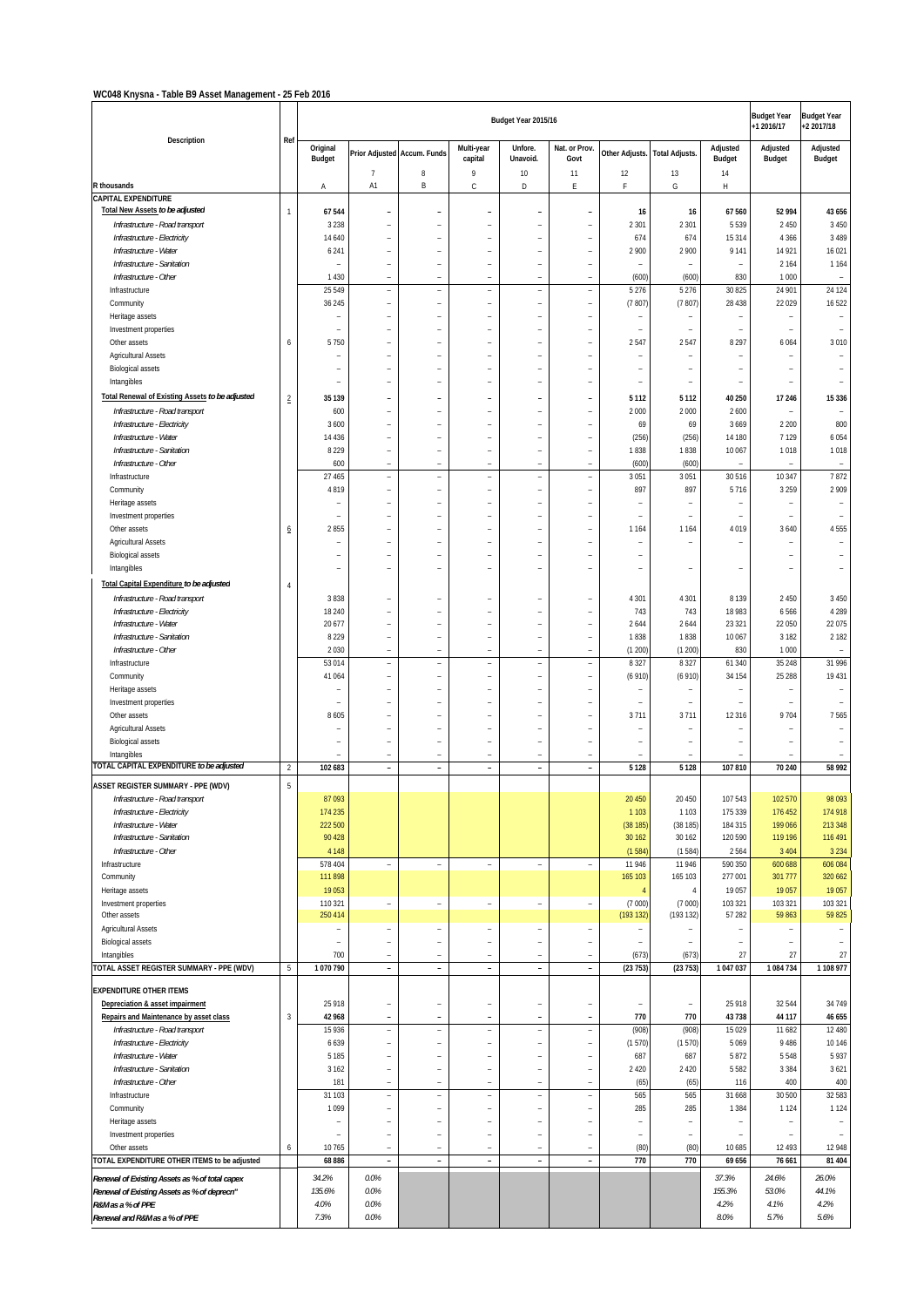## WC048 Knysna - Table B9 Asset Management - 25 Feb 2016

| Description | Ref | Budget Year 2015/16 | | | | | | | | | Budget Year +1 2016/17 | Budget Year +2 2017/18 |
|---|---|---|---|---|---|---|---|---|---|---|---|---|
| | | Original Budget | Prior Adjusted | Accum. Funds | Multi-year capital | Unfore. Unavoid. | Nat. or Prov. Govt | Other Adjusts. | Total Adjusts. | Adjusted Budget | Adjusted Budget | Adjusted Budget |
| | | | 7 | 8 | 9 | 10 | 11 | 12 | 13 | 14 | | |
| R thousands | | A | A1 | B | C | D | E | F | G | H | | |
| **CAPITAL EXPENDITURE** | | | | | | | | | | | | |
| ***Total New Assets to be adjusted*** | 1 | 67 544 | – | – | – | – | – | 16 | 16 | 67 560 | 52 994 | 43 656 |
| *Infrastructure - Road transport* | | 3 238 | – | – | – | – | – | 2 301 | 2 301 | 5 539 | 2 450 | 3 450 |
| *Infrastructure - Electricity* | | 14 640 | – | – | – | – | – | 674 | 674 | 15 314 | 4 366 | 3 489 |
| *Infrastructure - Water* | | 6 241 | – | – | – | – | – | 2 900 | 2 900 | 9 141 | 14 921 | 16 021 |
| *Infrastructure - Sanitation* | | – | – | – | – | – | – | – | – | – | 2 164 | 1 164 |
| *Infrastructure - Other* | | 1 430 | – | – | – | – | – | (600) | (600) | 830 | 1 000 | – |
| Infrastructure | | 25 549 | – | – | – | – | – | 5 276 | 5 276 | 30 825 | 24 901 | 24 124 |
| Community | | 36 245 | – | – | – | – | – | (7 807) | (7 807) | 28 438 | 22 029 | 16 522 |
| Heritage assets | | – | – | – | – | – | – | – | – | – | – | – |
| Investment properties | | – | – | – | – | – | – | – | – | – | – | – |
| Other assets | 6 | 5 750 | – | – | – | – | – | 2 547 | 2 547 | 8 297 | 6 064 | 3 010 |
| Agricultural Assets | | – | – | – | – | – | – | – | – | – | – | – |
| Biological assets | | – | – | – | – | – | – | – | – | – | – | – |
| Intangibles | | – | – | – | – | – | – | – | – | – | – | – |
| ***Total Renewal of Existing Assets to be adjusted*** | 2 | 35 139 | – | – | – | – | – | 5 112 | 5 112 | 40 250 | 17 246 | 15 336 |
| *Infrastructure - Road transport* | | 600 | – | – | – | – | – | 2 000 | 2 000 | 2 600 | – | – |
| *Infrastructure - Electricity* | | 3 600 | – | – | – | – | – | 69 | 69 | 3 669 | 2 200 | 800 |
| *Infrastructure - Water* | | 14 436 | – | – | – | – | – | (256) | (256) | 14 180 | 7 129 | 6 054 |
| *Infrastructure - Sanitation* | | 8 229 | – | – | – | – | – | 1 838 | 1 838 | 10 067 | 1 018 | 1 018 |
| *Infrastructure - Other* | | 600 | – | – | – | – | – | (600) | (600) | – | – | – |
| Infrastructure | | 27 465 | – | – | – | – | – | 3 051 | 3 051 | 30 516 | 10 347 | 7 872 |
| Community | | 4 819 | – | – | – | – | – | 897 | 897 | 5 716 | 3 259 | 2 909 |
| Heritage assets | | – | – | – | – | – | – | – | – | – | – | – |
| Investment properties | | – | – | – | – | – | – | – | – | – | – | – |
| Other assets | 6 | 2 855 | – | – | – | – | – | 1 164 | 1 164 | 4 019 | 3 640 | 4 555 |
| Agricultural Assets | | – | – | – | – | – | – | – | – | – | – | – |
| Biological assets | | – | – | – | – | – | – | – | | | – | – |
| Intangibles | | – | – | – | – | – | – | – | – | – | – | – |
| ***Total Capital Expenditure to be adjusted*** | 4 | | | | | | | | | | | |
| *Infrastructure - Road transport* | | 3 838 | – | – | – | – | – | 4 301 | 4 301 | 8 139 | 2 450 | 3 450 |
| *Infrastructure - Electricity* | | 18 240 | – | – | – | – | – | 743 | 743 | 18 983 | 6 566 | 4 289 |
| *Infrastructure - Water* | | 20 677 | – | – | – | – | – | 2 644 | 2 644 | 23 321 | 22 050 | 22 075 |
| *Infrastructure - Sanitation* | | 8 229 | – | – | – | – | – | 1 838 | 1 838 | 10 067 | 3 182 | 2 182 |
| *Infrastructure - Other* | | 2 030 | – | – | – | – | – | (1 200) | (1 200) | 830 | 1 000 | – |
| Infrastructure | | 53 014 | – | – | – | – | – | 8 327 | 8 327 | 61 340 | 35 248 | 31 996 |
| Community | | 41 064 | – | – | – | – | – | (6 910) | (6 910) | 34 154 | 25 288 | 19 431 |
| Heritage assets | | – | – | – | – | – | – | – | – | – | – | – |
| Investment properties | | – | – | – | – | – | – | – | – | – | – | – |
| Other assets | | 8 605 | – | – | – | – | – | 3 711 | 3 711 | 12 316 | 9 704 | 7 565 |
| Agricultural Assets | | – | – | – | – | – | – | – | – | – | – | – |
| Biological assets | | – | – | – | – | – | – | – | – | – | – | – |
| Intangibles | | – | – | – | – | – | – | – | – | – | – | – |
| **TOTAL CAPITAL EXPENDITURE *to be adjusted*** | 2 | 102 683 | – | – | – | – | – | 5 128 | 5 128 | 107 810 | 70 240 | 58 992 |
| **ASSET REGISTER SUMMARY - PPE (WDV)** | 5 | | | | | | | | | | | |
| *Infrastructure - Road transport* | | 87 093 | | | | | | 20 450 | 20 450 | 107 543 | 102 570 | 98 093 |
| *Infrastructure - Electricity* | | 174 235 | | | | | | 1 103 | 1 103 | 175 339 | 176 452 | 174 918 |
| *Infrastructure - Water* | | 222 500 | | | | | | (38 185) | (38 185) | 184 315 | 199 066 | 213 348 |
| *Infrastructure - Sanitation* | | 90 428 | | | | | | 30 162 | 30 162 | 120 590 | 119 196 | 116 491 |
| *Infrastructure - Other* | | 4 148 | | | | | | (1 584) | (1 584) | 2 564 | 3 404 | 3 234 |
| Infrastructure | | 578 404 | – | – | – | – | – | 11 946 | 11 946 | 590 350 | 600 688 | 606 084 |
| Community | | 111 898 | | | | | | 165 103 | 165 103 | 277 001 | 301 777 | 320 662 |
| Heritage assets | | 19 053 | | | | | | 4 | 4 | 19 057 | 19 057 | 19 057 |
| Investment properties | | 110 321 | – | – | – | – | – | (7 000) | (7 000) | 103 321 | 103 321 | 103 321 |
| Other assets | | 250 414 | | | | | | (193 132) | (193 132) | 57 282 | 59 863 | 59 825 |
| Agricultural Assets | | – | – | – | – | – | – | – | – | – | – | – |
| Biological assets | | – | – | – | – | – | – | – | – | – | – | – |
| Intangibles | | 700 | – | – | – | – | – | (673) | (673) | 27 | 27 | 27 |
| **TOTAL ASSET REGISTER SUMMARY - PPE (WDV)** | 5 | 1 070 790 | – | – | – | – | – | (23 753) | (23 753) | 1 047 037 | 1 084 734 | 1 108 977 |
| **EXPENDITURE OTHER ITEMS** | | | | | | | | | | | | |
| **Depreciation & asset impairment** | | 25 918 | – | – | – | – | – | – | – | 25 918 | 32 544 | 34 749 |
| **Repairs and Maintenance by asset class** | 3 | 42 968 | – | – | – | – | – | 770 | 770 | 43 738 | 44 117 | 46 655 |
| *Infrastructure - Road transport* | | 15 936 | – | – | – | – | – | (908) | (908) | 15 029 | 11 682 | 12 480 |
| *Infrastructure - Electricity* | | 6 639 | – | – | – | – | – | (1 570) | (1 570) | 5 069 | 9 486 | 10 146 |
| *Infrastructure - Water* | | 5 185 | – | – | – | – | – | 687 | 687 | 5 872 | 5 548 | 5 937 |
| *Infrastructure - Sanitation* | | 3 162 | – | – | – | – | – | 2 420 | 2 420 | 5 582 | 3 384 | 3 621 |
| *Infrastructure - Other* | | 181 | – | – | – | – | – | (65) | (65) | 116 | 400 | 400 |
| Infrastructure | | 31 103 | – | – | – | – | – | 565 | 565 | 31 668 | 30 500 | 32 583 |
| Community | | 1 099 | – | – | – | – | – | 285 | 285 | 1 384 | 1 124 | 1 124 |
| Heritage assets | | – | – | – | – | – | – | – | – | – | – | – |
| Investment properties | | – | – | – | – | – | – | – | – | – | – | – |
| Other assets | 6 | 10 765 | – | – | – | – | – | (80) | (80) | 10 685 | 12 493 | 12 948 |
| **TOTAL EXPENDITURE OTHER ITEMS to be adjusted** | | 68 886 | – | – | – | – | – | 770 | 770 | 69 656 | 76 661 | 81 404 |
| ***Renewal of Existing Assets as % of total capex*** | | 34.2% | 0.0% | | | | | | | 37.3% | 24.6% | 26.0% |
| ***Renewal of Existing Assets as % of deprecn"*** | | 135.6% | 0.0% | | | | | | | 155.3% | 53.0% | 44.1% |
| ***R&M as a % of PPE*** | | 4.0% | 0.0% | | | | | | | 4.2% | 4.1% | 4.2% |
| ***Renewal and R&M as a % of PPE*** | | 7.3% | 0.0% | | | | | | | 8.0% | 5.7% | 5.6% |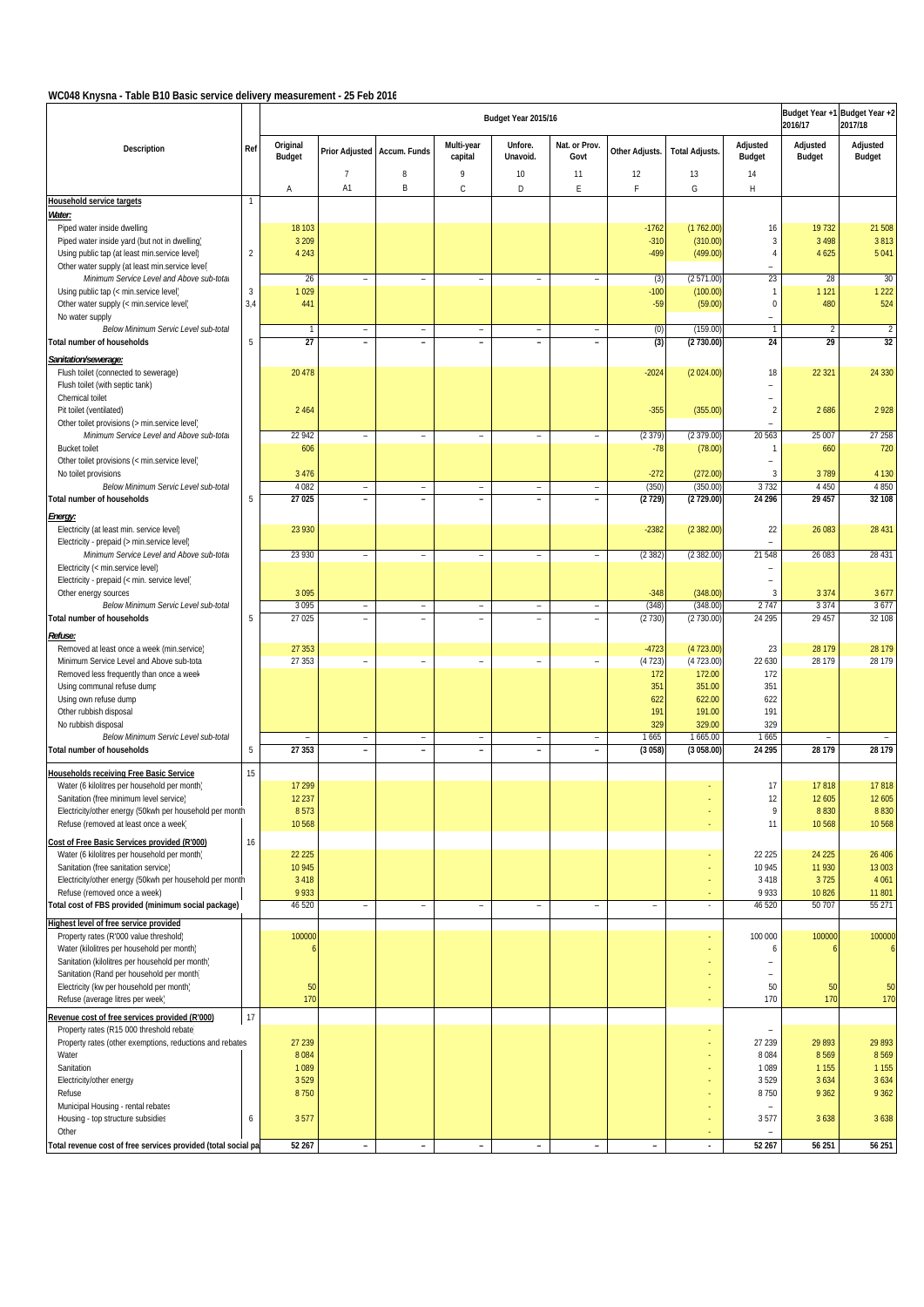## WC048 Knysna - Table B10 Basic service delivery measurement - 25 Feb 2016

| Description | Ref | Budget Year 2015/16 | | | | | | | | | | Budget Year +1 2016/17 | Budget Year +2 2017/18 |
|---|---|---|---|---|---|---|---|---|---|---|---|---|---|
| | | Original Budget | Prior Adjusted | Accum. Funds | Multi-year capital | Unfore. Unavoid. | Nat. or Prov. Govt | Other Adjusts. | Total Adjusts. | Adjusted Budget | | Adjusted Budget | Adjusted Budget |
| | | | 7 | 8 | 9 | 10 | 11 | 12 | 13 | 14 | | | |
| | | A | A1 | B | C | D | E | F | G | H | | | |
| **Household service targets** | 1 | | | | | | | | | | | | |
| ***Water:*** | | | | | | | | | | | | | |
| Piped water inside dwelling | | 18 103 | | | | | | -1762 | (1 762.00) | 16 | | 19 732 | 21 508 |
| Piped water inside yard (but not in dwelling) | | 3 209 | | | | | | -310 | (310.00) | 3 | | 3 498 | 3 813 |
| Using public tap (at least min.service level) | 2 | 4 243 | | | | | | -499 | (499.00) | 4 | | 4 625 | 5 041 |
| Other water supply (at least min.service level) | | | | | | | | | | – | | | |
| *Minimum Service Level and Above sub-total* | | 26 | – | – | – | – | – | (3) | (2 571.00) | 23 | | 28 | 30 |
| Using public tap (< min.service level) | 3 | 1 029 | | | | | | -100 | (100.00) | 1 | | 1 121 | 1 222 |
| Other water supply (< min.service level) | 3,4 | 441 | | | | | | -59 | (59.00) | 0 | | 480 | 524 |
| No water supply | | | | | | | | | | – | | | |
| *Below Minimum Servic Level sub-total* | | 1 | – | – | – | – | – | (0) | (159.00) | 1 | | 2 | 2 |
| **Total number of households** | 5 | **27** | **–** | **–** | **–** | **–** | **–** | **(3)** | **(2 730.00)** | **24** | | **29** | **32** |
| ***Sanitation/sewerage:*** | | | | | | | | | | | | | |
| Flush toilet (connected to sewerage) | | 20 478 | | | | | | -2024 | (2 024.00) | 18 | | 22 321 | 24 330 |
| Flush toilet (with septic tank) | | | | | | | | | | – | | | |
| Chemical toilet | | | | | | | | | | – | | | |
| Pit toilet (ventilated) | | 2 464 | | | | | | -355 | (355.00) | 2 | | 2 686 | 2 928 |
| Other toilet provisions (> min.service level) | | | | | | | | | | – | | | |
| *Minimum Service Level and Above sub-total* | | 22 942 | – | – | – | – | – | (2 379) | (2 379.00) | 20 563 | | 25 007 | 27 258 |
| Bucket toilet | | 606 | | | | | | -78 | (78.00) | 1 | | 660 | 720 |
| Other toilet provisions (< min.service level) | | | | | | | | | | – | | | |
| No toilet provisions | | 3 476 | | | | | | -272 | (272.00) | 3 | | 3 789 | 4 130 |
| *Below Minimum Servic Level sub-total* | | 4 082 | – | – | – | – | – | (350) | (350.00) | 3 732 | | 4 450 | 4 850 |
| **Total number of households** | 5 | **27 025** | **–** | **–** | **–** | **–** | **–** | **(2 729)** | **(2 729.00)** | **24 296** | | **29 457** | **32 108** |
| ***Energy:*** | | | | | | | | | | | | | |
| Electricity (at least min. service level) | | 23 930 | | | | | | -2382 | (2 382.00) | 22 | | 26 083 | 28 431 |
| Electricity - prepaid (> min.service level) | | | | | | | | | | – | | | |
| *Minimum Service Level and Above sub-total* | | 23 930 | – | – | – | – | – | (2 382) | (2 382.00) | 21 548 | | 26 083 | 28 431 |
| Electricity (< min.service level) | | | | | | | | | | – | | | |
| Electricity - prepaid (< min. service level) | | | | | | | | | | – | | | |
| Other energy sources | | 3 095 | | | | | | -348 | (348.00) | 3 | | 3 374 | 3 677 |
| *Below Minimum Servic Level sub-total* | | 3 095 | – | – | – | – | – | (348) | (348.00) | 2 747 | | 3 374 | 3 677 |
| **Total number of households** | 5 | 27 025 | – | – | – | – | – | (2 730) | (2 730.00) | 24 295 | | 29 457 | 32 108 |
| ***Refuse:*** | | | | | | | | | | | | | |
| Removed at least once a week (min.service) | | 27 353 | | | | | | -4723 | (4 723.00) | 23 | | 28 179 | 28 179 |
| Minimum Service Level and Above sub-total | | 27 353 | – | – | – | – | – | (4 723) | (4 723.00) | 22 630 | | 28 179 | 28 179 |
| Removed less frequently than once a week | | | | | | | | 172 | 172.00 | 172 | | | |
| Using communal refuse dump | | | | | | | | 351 | 351.00 | 351 | | | |
| Using own refuse dump | | | | | | | | 622 | 622.00 | 622 | | | |
| Other rubbish disposal | | | | | | | | 191 | 191.00 | 191 | | | |
| No rubbish disposal | | | | | | | | 329 | 329.00 | 329 | | | |
| *Below Minimum Servic Level sub-total* | | – | – | – | – | – | – | 1 665 | 1 665.00 | 1 665 | | – | – |
| **Total number of households** | 5 | **27 353** | **–** | **–** | **–** | **–** | **–** | **(3 058)** | **(3 058.00)** | **24 295** | | **28 179** | **28 179** |
| **Households receiving Free Basic Service** | 15 | | | | | | | | | | | | |
| Water (6 kilolitres per household per month) | | 17 299 | | | | | | | - | 17 | | 17 818 | 17 818 |
| Sanitation (free minimum level service) | | 12 237 | | | | | | | - | 12 | | 12 605 | 12 605 |
| Electricity/other energy (50kwh per household per month) | | 8 573 | | | | | | | - | 9 | | 8 830 | 8 830 |
| Refuse (removed at least once a week) | | 10 568 | | | | | | | - | 11 | | 10 568 | 10 568 |
| **Cost of Free Basic Services provided (R'000)** | 16 | | | | | | | | | | | | |
| Water (6 kilolitres per household per month) | | 22 225 | | | | | | | - | 22 225 | | 24 225 | 26 406 |
| Sanitation (free sanitation service) | | 10 945 | | | | | | | - | 10 945 | | 11 930 | 13 003 |
| Electricity/other energy (50kwh per household per month) | | 3 418 | | | | | | | - | 3 418 | | 3 725 | 4 061 |
| Refuse (removed once a week) | | 9 933 | | | | | | | - | 9 933 | | 10 826 | 11 801 |
| **Total cost of FBS provided (minimum social package)** | | 46 520 | – | – | – | – | – | – | - | 46 520 | | 50 707 | 55 271 |
| **Highest level of free service provided** | | | | | | | | | | | | | |
| Property rates (R'000 value threshold) | | 100000 | | | | | | | - | 100 000 | | 100000 | 100000 |
| Water (kilolitres per household per month) | | 6 | | | | | | | - | 6 | | 6 | 6 |
| Sanitation (kilolitres per household per month) | | | | | | | | | - | – | | | |
| Sanitation (Rand per household per month) | | | | | | | | | - | – | | | |
| Electricity (kw per household per month) | | 50 | | | | | | | - | 50 | | 50 | 50 |
| Refuse (average litres per week) | | 170 | | | | | | | - | 170 | | 170 | 170 |
| **Revenue cost of free services provided (R'000)** | 17 | | | | | | | | | | | | |
| Property rates (R15 000 threshold rebate) | | | | | | | | | - | – | | | |
| Property rates (other exemptions, reductions and rebates) | | 27 239 | | | | | | | - | 27 239 | | 29 893 | 29 893 |
| Water | | 8 084 | | | | | | | - | 8 084 | | 8 569 | 8 569 |
| Sanitation | | 1 089 | | | | | | | - | 1 089 | | 1 155 | 1 155 |
| Electricity/other energy | | 3 529 | | | | | | | - | 3 529 | | 3 634 | 3 634 |
| Refuse | | 8 750 | | | | | | | - | 8 750 | | 9 362 | 9 362 |
| Municipal Housing - rental rebates | | | | | | | | | - | – | | | |
| Housing - top structure subsidies | 6 | 3 577 | | | | | | | - | 3 577 | | 3 638 | 3 638 |
| Other | | | | | | | | | - | – | | | |
| **Total revenue cost of free services provided (total social package)** | | **52 267** | **–** | **–** | **–** | **–** | **–** | **–** | **-** | **52 267** | | **56 251** | **56 251** |